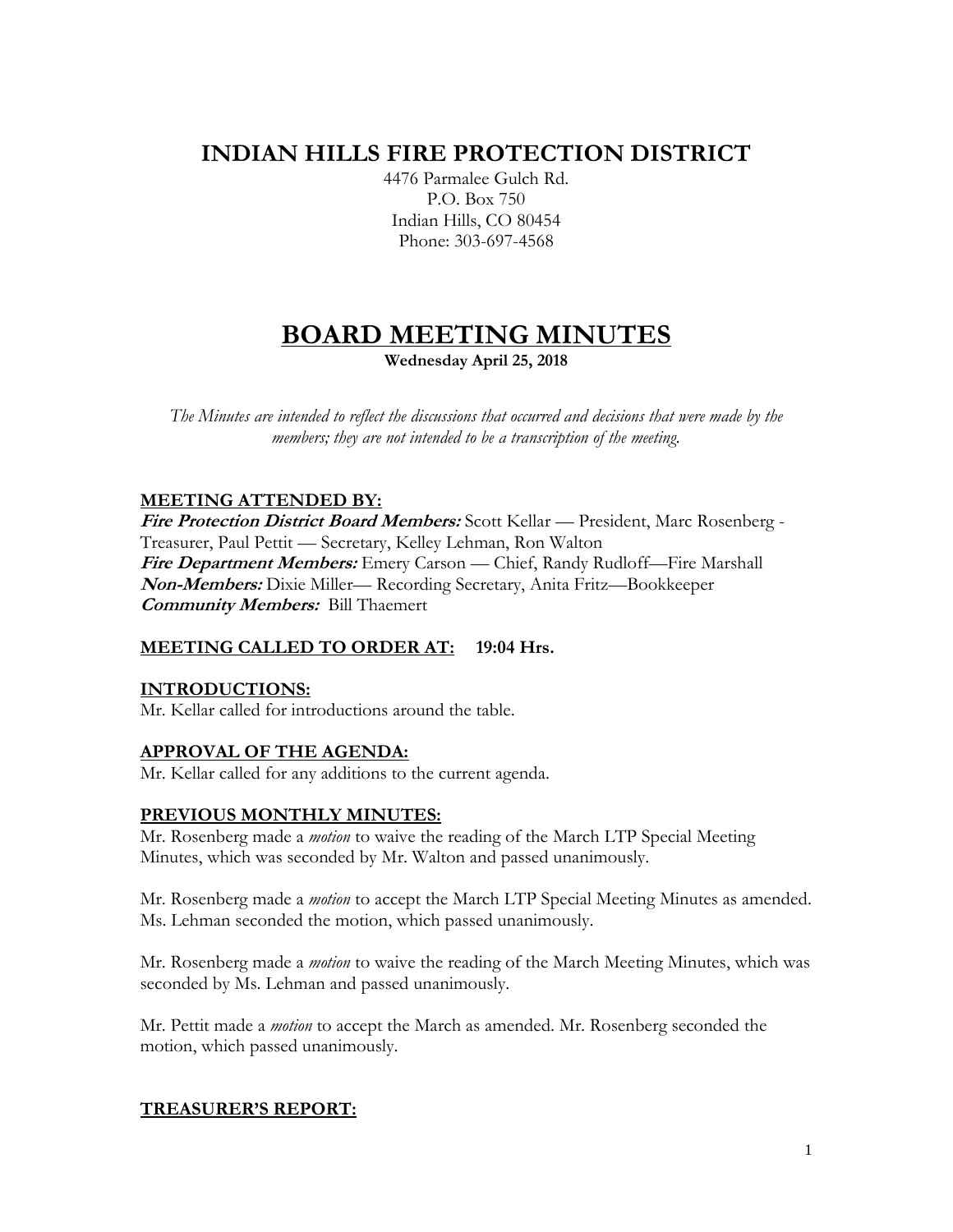# INDIAN HILLS FIRE PROTECTION DISTRICT

4476 Parmalee Gulch Rd.
P.O. Box 750
Indian Hills, CO 80454
Phone: 303-697-4568

# BOARD MEETING MINUTES

**Wednesday April 25, 2018**

*The Minutes are intended to reflect the discussions that occurred and decisions that were made by the members; they are not intended to be a transcription of the meeting.*

### MEETING ATTENDED BY:

***Fire Protection District Board Members:*** Scott Kellar — President, Marc Rosenberg - Treasurer, Paul Pettit — Secretary, Kelley Lehman, Ron Walton
***Fire Department Members:*** Emery Carson — Chief, Randy Rudloff—Fire Marshall
***Non-Members:*** Dixie Miller— Recording Secretary, Anita Fritz—Bookkeeper
***Community Members:*** Bill Thaemert

### MEETING CALLED TO ORDER AT: 19:04 Hrs.

### INTRODUCTIONS:

Mr. Kellar called for introductions around the table.

### APPROVAL OF THE AGENDA:

Mr. Kellar called for any additions to the current agenda.

### PREVIOUS MONTHLY MINUTES:

Mr. Rosenberg made a *motion* to waive the reading of the March LTP Special Meeting Minutes, which was seconded by Mr. Walton and passed unanimously.

Mr. Rosenberg made a *motion* to accept the March LTP Special Meeting Minutes as amended. Ms. Lehman seconded the motion, which passed unanimously.

Mr. Rosenberg made a *motion* to waive the reading of the March Meeting Minutes, which was seconded by Ms. Lehman and passed unanimously.

Mr. Pettit made a *motion* to accept the March as amended. Mr. Rosenberg seconded the motion, which passed unanimously.

### TREASURER'S REPORT: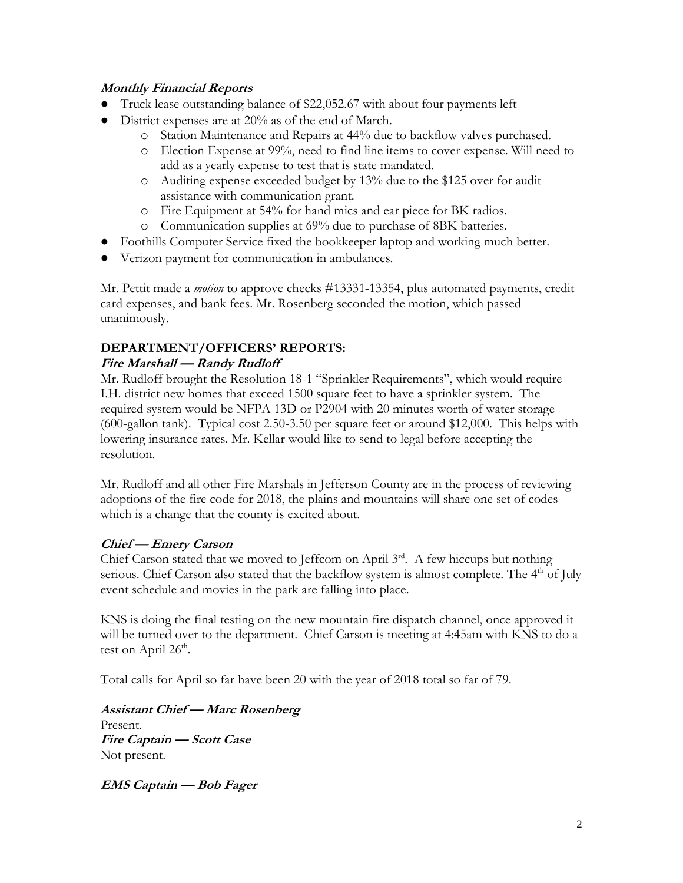***Monthly Financial Reports***

- Truck lease outstanding balance of $22,052.67 with about four payments left
- District expenses are at 20% as of the end of March.
  - Station Maintenance and Repairs at 44% due to backflow valves purchased.
  - Election Expense at 99%, need to find line items to cover expense. Will need to add as a yearly expense to test that is state mandated.
  - Auditing expense exceeded budget by 13% due to the $125 over for audit assistance with communication grant.
  - Fire Equipment at 54% for hand mics and ear piece for BK radios.
  - Communication supplies at 69% due to purchase of 8BK batteries.
- Foothills Computer Service fixed the bookkeeper laptop and working much better.
- Verizon payment for communication in ambulances.

Mr. Pettit made a *motion* to approve checks #13331-13354, plus automated payments, credit card expenses, and bank fees. Mr. Rosenberg seconded the motion, which passed unanimously.

## DEPARTMENT/OFFICERS' REPORTS:

***Fire Marshall — Randy Rudloff***

Mr. Rudloff brought the Resolution 18-1 "Sprinkler Requirements", which would require I.H. district new homes that exceed 1500 square feet to have a sprinkler system. The required system would be NFPA 13D or P2904 with 20 minutes worth of water storage (600-gallon tank). Typical cost 2.50-3.50 per square feet or around $12,000. This helps with lowering insurance rates. Mr. Kellar would like to send to legal before accepting the resolution.

Mr. Rudloff and all other Fire Marshals in Jefferson County are in the process of reviewing adoptions of the fire code for 2018, the plains and mountains will share one set of codes which is a change that the county is excited about.

***Chief — Emery Carson***

Chief Carson stated that we moved to Jeffcom on April 3rd. A few hiccups but nothing serious. Chief Carson also stated that the backflow system is almost complete. The 4th of July event schedule and movies in the park are falling into place.

KNS is doing the final testing on the new mountain fire dispatch channel, once approved it will be turned over to the department. Chief Carson is meeting at 4:45am with KNS to do a test on April 26th.

Total calls for April so far have been 20 with the year of 2018 total so far of 79.

***Assistant Chief — Marc Rosenberg***

Present.

***Fire Captain — Scott Case***

Not present.

***EMS Captain — Bob Fager***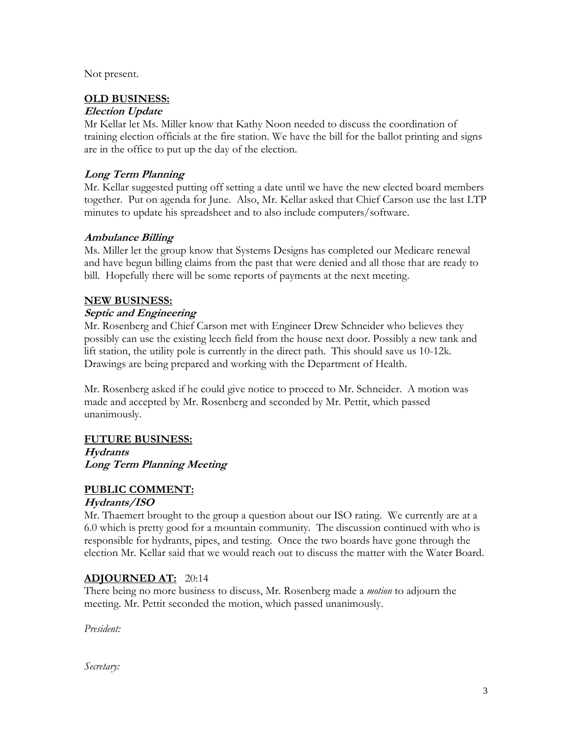Not present.

## OLD BUSINESS:

***Election Update***

Mr Kellar let Ms. Miller know that Kathy Noon needed to discuss the coordination of training election officials at the fire station. We have the bill for the ballot printing and signs are in the office to put up the day of the election.

***Long Term Planning***

Mr. Kellar suggested putting off setting a date until we have the new elected board members together. Put on agenda for June. Also, Mr. Kellar asked that Chief Carson use the last LTP minutes to update his spreadsheet and to also include computers/software.

***Ambulance Billing***

Ms. Miller let the group know that Systems Designs has completed our Medicare renewal and have begun billing claims from the past that were denied and all those that are ready to bill. Hopefully there will be some reports of payments at the next meeting.

## NEW BUSINESS:

***Septic and Engineering***

Mr. Rosenberg and Chief Carson met with Engineer Drew Schneider who believes they possibly can use the existing leech field from the house next door. Possibly a new tank and lift station, the utility pole is currently in the direct path. This should save us 10-12k. Drawings are being prepared and working with the Department of Health.

Mr. Rosenberg asked if he could give notice to proceed to Mr. Schneider. A motion was made and accepted by Mr. Rosenberg and seconded by Mr. Pettit, which passed unanimously.

## FUTURE BUSINESS:

***Hydrants***

***Long Term Planning Meeting***

## PUBLIC COMMENT:

***Hydrants/ISO***

Mr. Thaemert brought to the group a question about our ISO rating. We currently are at a 6.0 which is pretty good for a mountain community. The discussion continued with who is responsible for hydrants, pipes, and testing. Once the two boards have gone through the election Mr. Kellar said that we would reach out to discuss the matter with the Water Board.

## ADJOURNED AT: 20:14

There being no more business to discuss, Mr. Rosenberg made a *motion* to adjourn the meeting. Mr. Pettit seconded the motion, which passed unanimously.

*President:*

*Secretary:*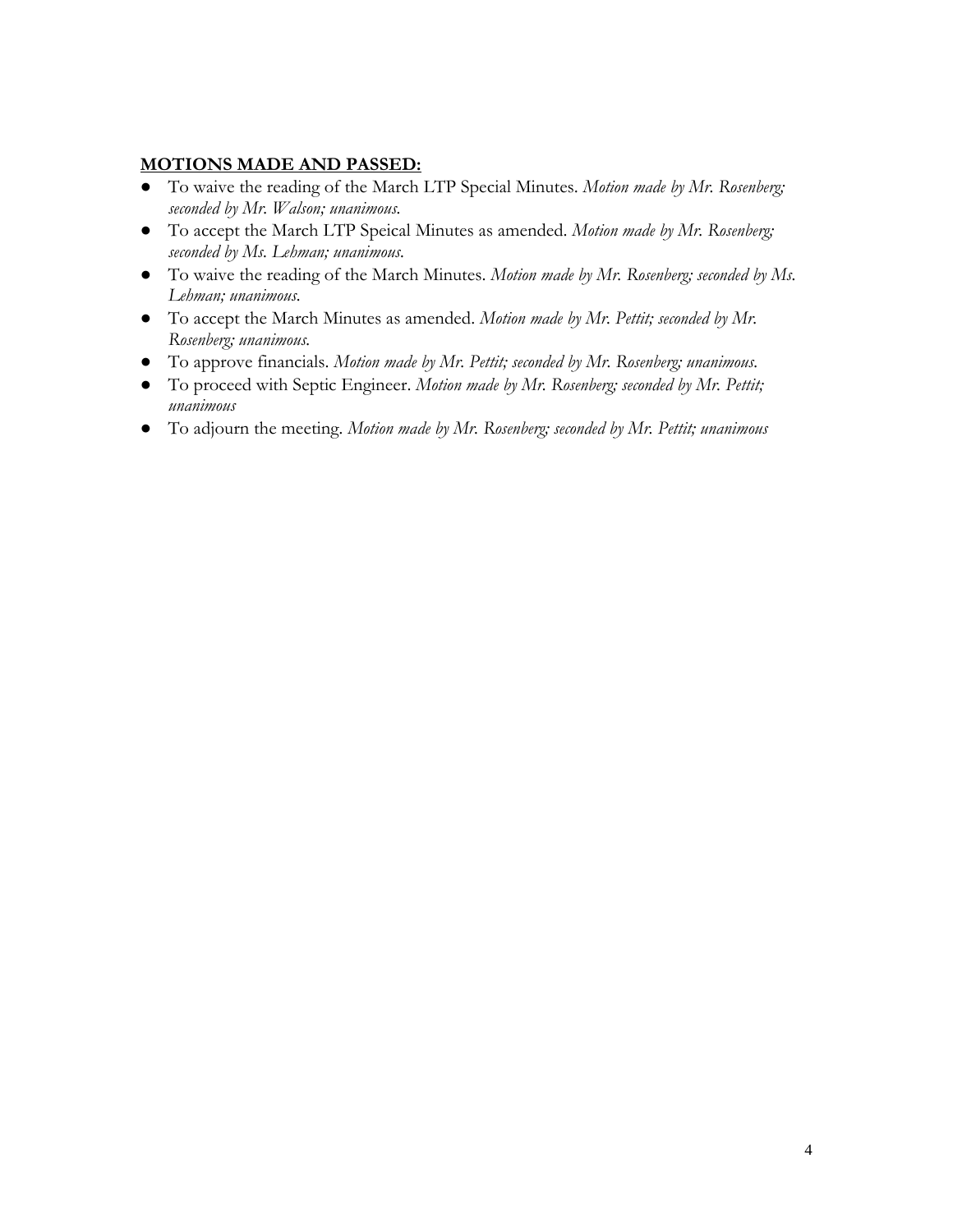**MOTIONS MADE AND PASSED:**

- To waive the reading of the March LTP Special Minutes. *Motion made by Mr. Rosenberg; seconded by Mr. Walson; unanimous.*
- To accept the March LTP Speical Minutes as amended. *Motion made by Mr. Rosenberg; seconded by Ms. Lehman; unanimous.*
- To waive the reading of the March Minutes. *Motion made by Mr. Rosenberg; seconded by Ms. Lehman; unanimous.*
- To accept the March Minutes as amended. *Motion made by Mr. Pettit; seconded by Mr. Rosenberg; unanimous.*
- To approve financials. *Motion made by Mr. Pettit; seconded by Mr. Rosenberg; unanimous.*
- To proceed with Septic Engineer. *Motion made by Mr. Rosenberg; seconded by Mr. Pettit; unanimous*
- To adjourn the meeting. *Motion made by Mr. Rosenberg; seconded by Mr. Pettit; unanimous*